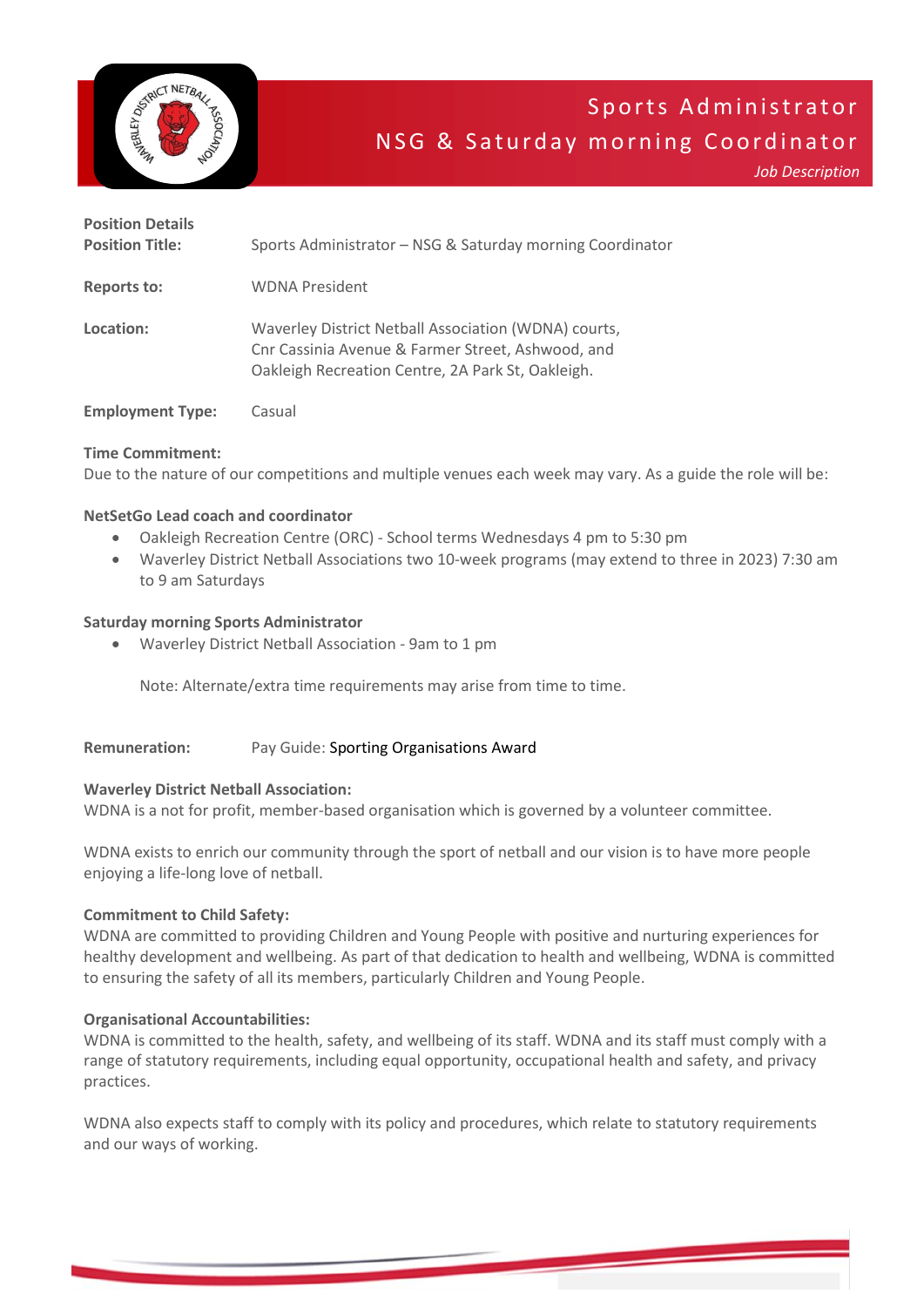# Sports Administrator
# NSG & Saturday morning Coordinator

*Job Description*

**Position Details**

| | |
|---|---|
| **Position Title:** | Sports Administrator – NSG & Saturday morning Coordinator |
| **Reports to:** | WDNA President |
| **Location:** | Waverley District Netball Association (WDNA) courts, Cnr Cassinia Avenue & Farmer Street, Ashwood, and Oakleigh Recreation Centre, 2A Park St, Oakleigh. |
| **Employment Type:** | Casual |

**Time Commitment:**
Due to the nature of our competitions and multiple venues each week may vary. As a guide the role will be:

**NetSetGo Lead coach and coordinator**

- Oakleigh Recreation Centre (ORC) - School terms Wednesdays 4 pm to 5:30 pm
- Waverley District Netball Associations two 10-week programs (may extend to three in 2023) 7:30 am to 9 am Saturdays

**Saturday morning Sports Administrator**

- Waverley District Netball Association - 9am to 1 pm

  Note: Alternate/extra time requirements may arise from time to time.

**Remuneration:** Pay Guide: Sporting Organisations Award

**Waverley District Netball Association:**
WDNA is a not for profit, member-based organisation which is governed by a volunteer committee.

WDNA exists to enrich our community through the sport of netball and our vision is to have more people enjoying a life-long love of netball.

**Commitment to Child Safety:**
WDNA are committed to providing Children and Young People with positive and nurturing experiences for healthy development and wellbeing. As part of that dedication to health and wellbeing, WDNA is committed to ensuring the safety of all its members, particularly Children and Young People.

**Organisational Accountabilities:**
WDNA is committed to the health, safety, and wellbeing of its staff. WDNA and its staff must comply with a range of statutory requirements, including equal opportunity, occupational health and safety, and privacy practices.

WDNA also expects staff to comply with its policy and procedures, which relate to statutory requirements and our ways of working.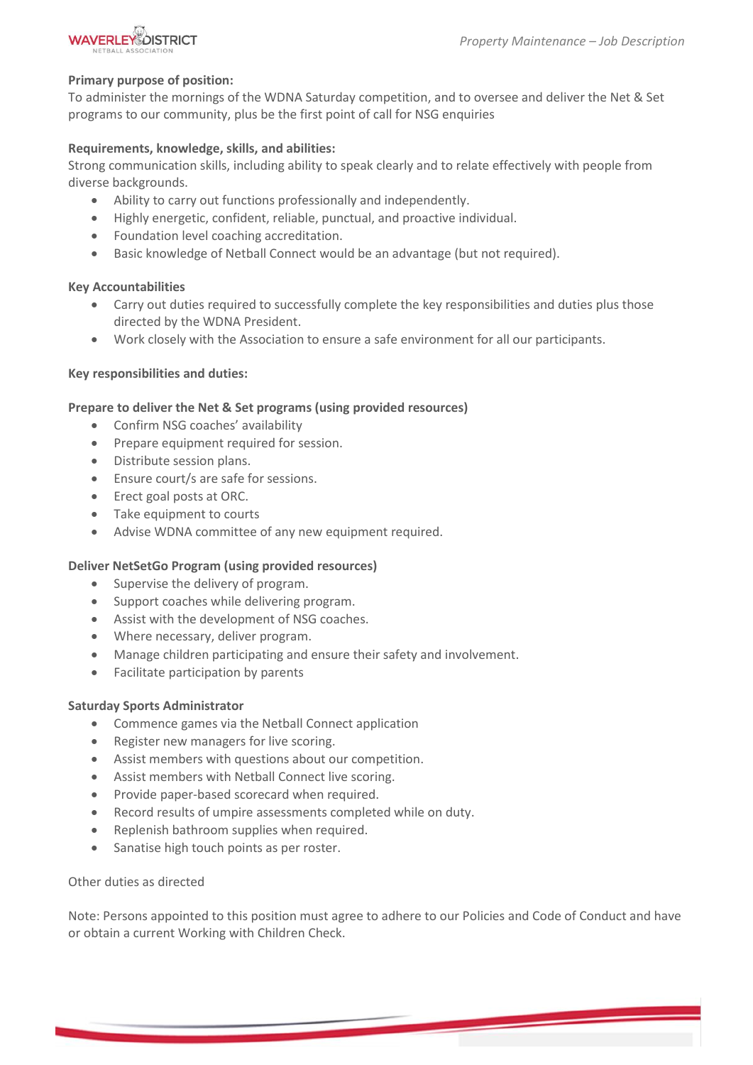**Primary purpose of position:**
To administer the mornings of the WDNA Saturday competition, and to oversee and deliver the Net & Set programs to our community, plus be the first point of call for NSG enquiries

**Requirements, knowledge, skills, and abilities:**
Strong communication skills, including ability to speak clearly and to relate effectively with people from diverse backgrounds.

- Ability to carry out functions professionally and independently.
- Highly energetic, confident, reliable, punctual, and proactive individual.
- Foundation level coaching accreditation.
- Basic knowledge of Netball Connect would be an advantage (but not required).

**Key Accountabilities**

- Carry out duties required to successfully complete the key responsibilities and duties plus those directed by the WDNA President.
- Work closely with the Association to ensure a safe environment for all our participants.

**Key responsibilities and duties:**

**Prepare to deliver the Net & Set programs (using provided resources)**

- Confirm NSG coaches' availability
- Prepare equipment required for session.
- Distribute session plans.
- Ensure court/s are safe for sessions.
- Erect goal posts at ORC.
- Take equipment to courts
- Advise WDNA committee of any new equipment required.

**Deliver NetSetGo Program (using provided resources)**

- Supervise the delivery of program.
- Support coaches while delivering program.
- Assist with the development of NSG coaches.
- Where necessary, deliver program.
- Manage children participating and ensure their safety and involvement.
- Facilitate participation by parents

**Saturday Sports Administrator**

- Commence games via the Netball Connect application
- Register new managers for live scoring.
- Assist members with questions about our competition.
- Assist members with Netball Connect live scoring.
- Provide paper-based scorecard when required.
- Record results of umpire assessments completed while on duty.
- Replenish bathroom supplies when required.
- Sanatise high touch points as per roster.

Other duties as directed

Note: Persons appointed to this position must agree to adhere to our Policies and Code of Conduct and have or obtain a current Working with Children Check.